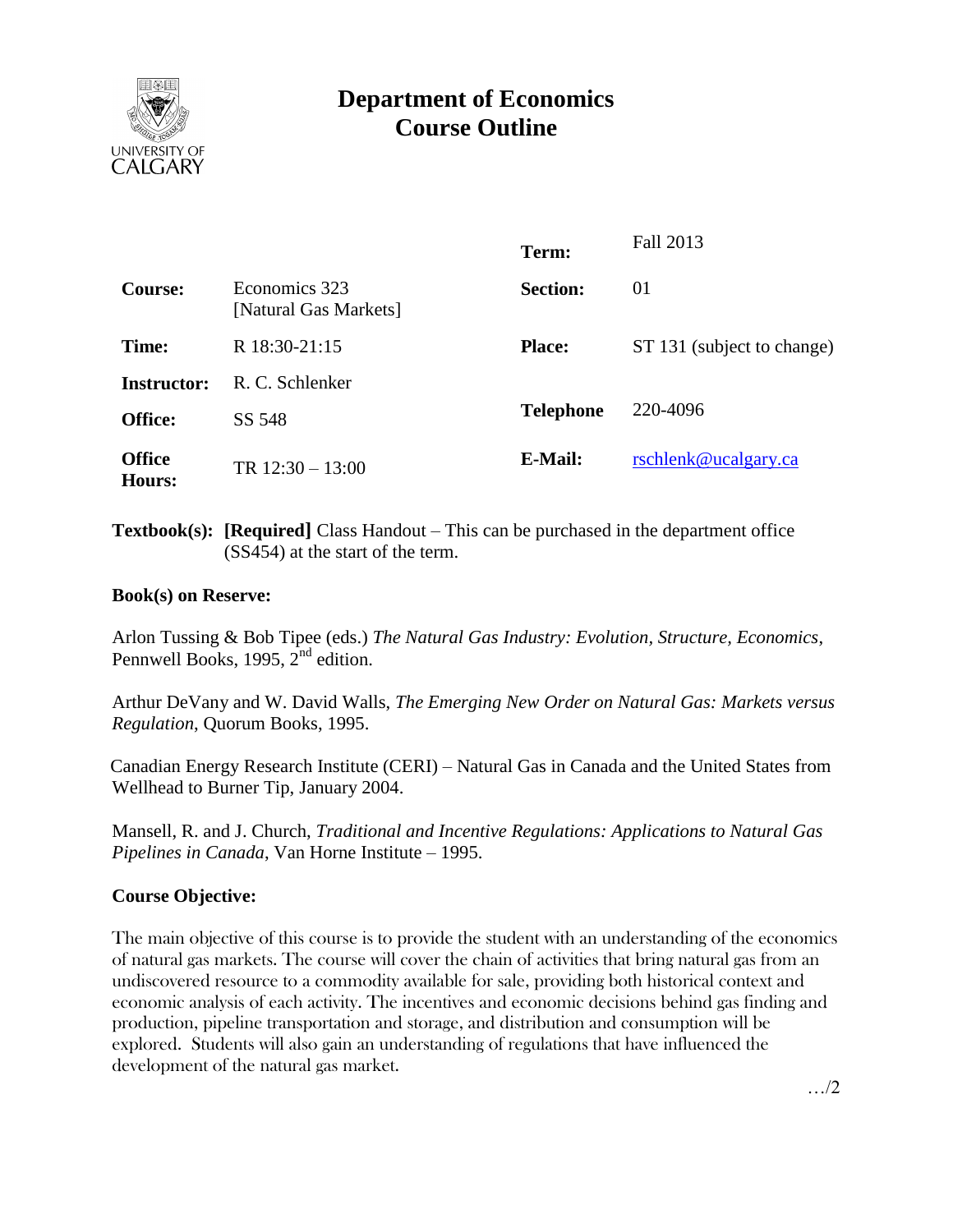UNIVERSITY OF CALGARY

# Department of Economics
# Course Outline

| | | | |
|---|---|---|---|
| | | **Term:** | Fall 2013 |
| **Course:** | Economics 323 [Natural Gas Markets] | **Section:** | 01 |
| **Time:** | R 18:30-21:15 | **Place:** | ST 131 (subject to change) |
| **Instructor:** | R. C. Schlenker | | |
| **Office:** | SS 548 | **Telephone** | 220-4096 |
| **Office Hours:** | TR 12:30 – 13:00 | **E-Mail:** | rschlenk@ucalgary.ca |

**Textbook(s):** **[Required]** Class Handout – This can be purchased in the department office (SS454) at the start of the term.

**Book(s) on Reserve:**

Arlon Tussing & Bob Tipee (eds.) *The Natural Gas Industry: Evolution, Structure, Economics*, Pennwell Books, 1995, 2nd edition.

Arthur DeVany and W. David Walls, *The Emerging New Order on Natural Gas: Markets versus Regulation*, Quorum Books, 1995.

Canadian Energy Research Institute (CERI) – Natural Gas in Canada and the United States from Wellhead to Burner Tip, January 2004.

Mansell, R. and J. Church, *Traditional and Incentive Regulations: Applications to Natural Gas Pipelines in Canada*, Van Horne Institute – 1995.

**Course Objective:**

The main objective of this course is to provide the student with an understanding of the economics of natural gas markets. The course will cover the chain of activities that bring natural gas from an undiscovered resource to a commodity available for sale, providing both historical context and economic analysis of each activity. The incentives and economic decisions behind gas finding and production, pipeline transportation and storage, and distribution and consumption will be explored. Students will also gain an understanding of regulations that have influenced the development of the natural gas market.

…/2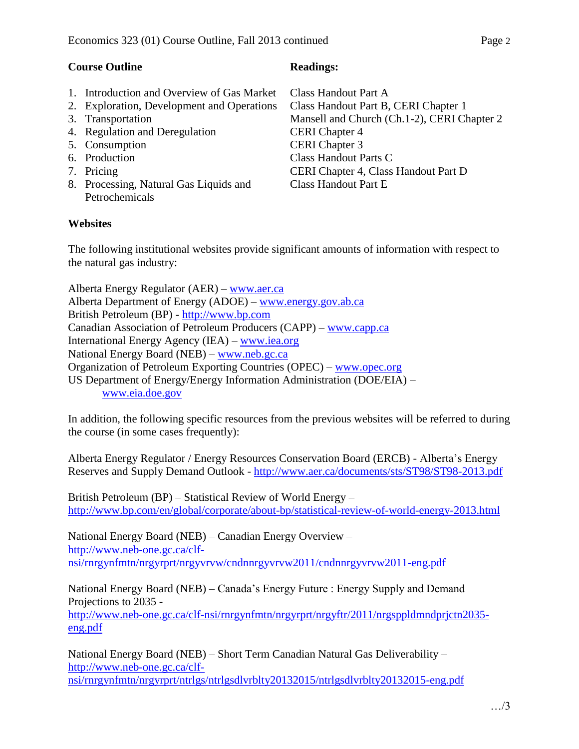| Course Outline | Readings: |
| --- | --- |
| 1. Introduction and Overview of Gas Market | Class Handout Part A |
| 2. Exploration, Development and Operations | Class Handout Part B, CERI Chapter 1 |
| 3. Transportation | Mansell and Church (Ch.1-2), CERI Chapter 2 |
| 4. Regulation and Deregulation | CERI Chapter 4 |
| 5. Consumption | CERI Chapter 3 |
| 6. Production | Class Handout Parts C |
| 7. Pricing | CERI Chapter 4, Class Handout Part D |
| 8. Processing, Natural Gas Liquids and Petrochemicals | Class Handout Part E |

**Websites**

The following institutional websites provide significant amounts of information with respect to the natural gas industry:

Alberta Energy Regulator (AER) – www.aer.ca
Alberta Department of Energy (ADOE) – www.energy.gov.ab.ca
British Petroleum (BP) - http://www.bp.com
Canadian Association of Petroleum Producers (CAPP) – www.capp.ca
International Energy Agency (IEA) – www.iea.org
National Energy Board (NEB) – www.neb.gc.ca
Organization of Petroleum Exporting Countries (OPEC) – www.opec.org
US Department of Energy/Energy Information Administration (DOE/EIA) – www.eia.doe.gov

In addition, the following specific resources from the previous websites will be referred to during the course (in some cases frequently):

Alberta Energy Regulator / Energy Resources Conservation Board (ERCB) - Alberta's Energy Reserves and Supply Demand Outlook - http://www.aer.ca/documents/sts/ST98/ST98-2013.pdf

British Petroleum (BP) – Statistical Review of World Energy – http://www.bp.com/en/global/corporate/about-bp/statistical-review-of-world-energy-2013.html

National Energy Board (NEB) – Canadian Energy Overview – http://www.neb-one.gc.ca/clf-nsi/rnrgynfmtn/nrgyrprt/nrgyvrvw/cndnnrgyvrvw2011/cndnnrgyvrvw2011-eng.pdf

National Energy Board (NEB) – Canada's Energy Future : Energy Supply and Demand Projections to 2035 - http://www.neb-one.gc.ca/clf-nsi/rnrgynfmtn/nrgyrprt/nrgyftr/2011/nrgsppldmndprjctn2035-eng.pdf

National Energy Board (NEB) – Short Term Canadian Natural Gas Deliverability – http://www.neb-one.gc.ca/clf-nsi/rnrgynfmtn/nrgyrprt/ntrlgs/ntrlgsdlvrblty20132015/ntrlgsdlvrblty20132015-eng.pdf

…/3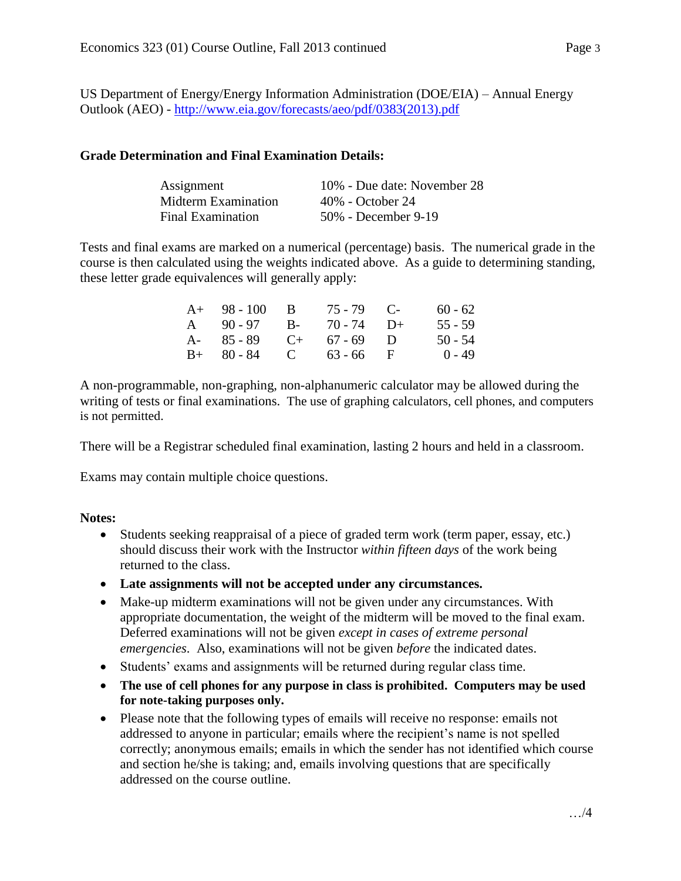US Department of Energy/Energy Information Administration (DOE/EIA) – Annual Energy Outlook (AEO) - [http://www.eia.gov/forecasts/aeo/pdf/0383(2013).pdf](http://www.eia.gov/forecasts/aeo/pdf/0383(2013).pdf)

**Grade Determination and Final Examination Details:**

| | |
|---|---|
| Assignment | 10% - Due date: November 28 |
| Midterm Examination | 40% - October 24 |
| Final Examination | 50% - December 9-19 |

Tests and final exams are marked on a numerical (percentage) basis. The numerical grade in the course is then calculated using the weights indicated above. As a guide to determining standing, these letter grade equivalences will generally apply:

| | | | | | |
|---|---|---|---|---|---|
| A+ | 98 - 100 | B | 75 - 79 | C- | 60 - 62 |
| A | 90 - 97 | B- | 70 - 74 | D+ | 55 - 59 |
| A- | 85 - 89 | C+ | 67 - 69 | D | 50 - 54 |
| B+ | 80 - 84 | C | 63 - 66 | F | 0 - 49 |

A non-programmable, non-graphing, non-alphanumeric calculator may be allowed during the writing of tests or final examinations. The use of graphing calculators, cell phones, and computers is not permitted.

There will be a Registrar scheduled final examination, lasting 2 hours and held in a classroom.

Exams may contain multiple choice questions.

**Notes:**

- Students seeking reappraisal of a piece of graded term work (term paper, essay, etc.) should discuss their work with the Instructor *within fifteen days* of the work being returned to the class.
- **Late assignments will not be accepted under any circumstances.**
- Make-up midterm examinations will not be given under any circumstances. With appropriate documentation, the weight of the midterm will be moved to the final exam. Deferred examinations will not be given *except in cases of extreme personal emergencies*. Also, examinations will not be given *before* the indicated dates.
- Students' exams and assignments will be returned during regular class time.
- **The use of cell phones for any purpose in class is prohibited. Computers may be used for note-taking purposes only.**
- Please note that the following types of emails will receive no response: emails not addressed to anyone in particular; emails where the recipient's name is not spelled correctly; anonymous emails; emails in which the sender has not identified which course and section he/she is taking; and, emails involving questions that are specifically addressed on the course outline.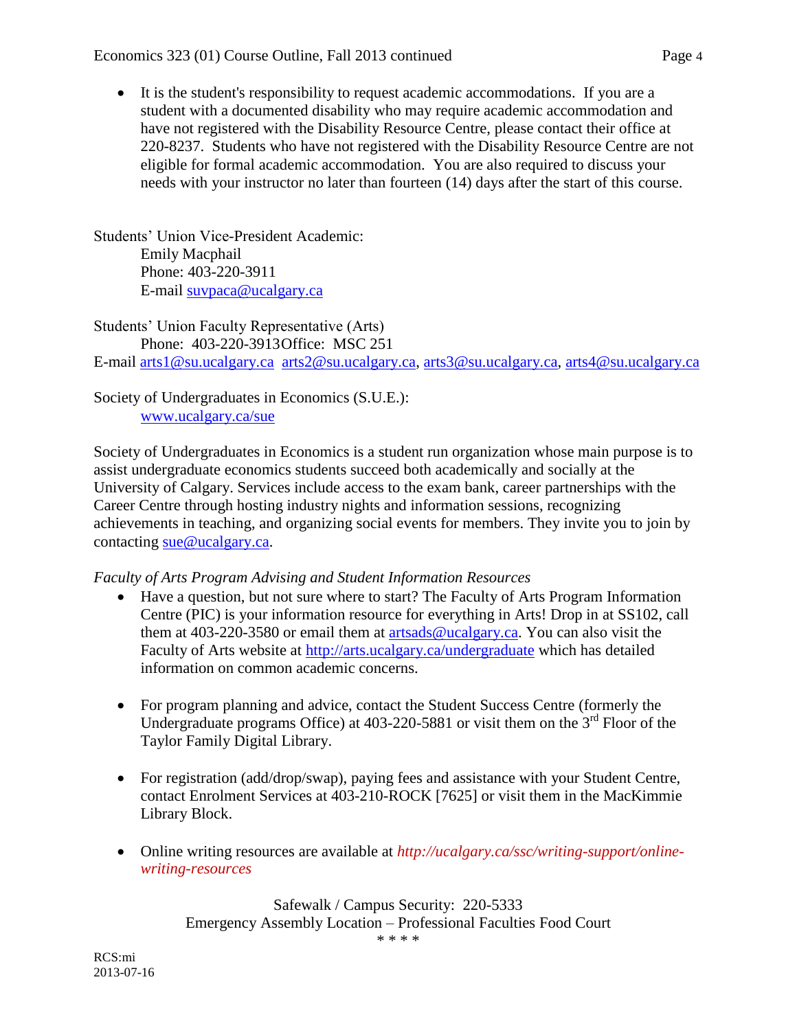- It is the student's responsibility to request academic accommodations. If you are a student with a documented disability who may require academic accommodation and have not registered with the Disability Resource Centre, please contact their office at 220-8237. Students who have not registered with the Disability Resource Centre are not eligible for formal academic accommodation. You are also required to discuss your needs with your instructor no later than fourteen (14) days after the start of this course.

Students' Union Vice-President Academic:
Emily Macphail
Phone: 403-220-3911
E-mail suvpaca@ucalgary.ca

Students' Union Faculty Representative (Arts)
Phone: 403-220-3913Office: MSC 251
E-mail arts1@su.ucalgary.ca arts2@su.ucalgary.ca, arts3@su.ucalgary.ca, arts4@su.ucalgary.ca

Society of Undergraduates in Economics (S.U.E.):
www.ucalgary.ca/sue

Society of Undergraduates in Economics is a student run organization whose main purpose is to assist undergraduate economics students succeed both academically and socially at the University of Calgary. Services include access to the exam bank, career partnerships with the Career Centre through hosting industry nights and information sessions, recognizing achievements in teaching, and organizing social events for members. They invite you to join by contacting sue@ucalgary.ca.

*Faculty of Arts Program Advising and Student Information Resources*

- Have a question, but not sure where to start? The Faculty of Arts Program Information Centre (PIC) is your information resource for everything in Arts! Drop in at SS102, call them at 403-220-3580 or email them at artsads@ucalgary.ca. You can also visit the Faculty of Arts website at http://arts.ucalgary.ca/undergraduate which has detailed information on common academic concerns.

- For program planning and advice, contact the Student Success Centre (formerly the Undergraduate programs Office) at 403-220-5881 or visit them on the 3rd Floor of the Taylor Family Digital Library.

- For registration (add/drop/swap), paying fees and assistance with your Student Centre, contact Enrolment Services at 403-210-ROCK [7625] or visit them in the MacKimmie Library Block.

- Online writing resources are available at *http://ucalgary.ca/ssc/writing-support/online-writing-resources*

Safewalk / Campus Security: 220-5333
Emergency Assembly Location – Professional Faculties Food Court
* * * *

RCS:mi
2013-07-16